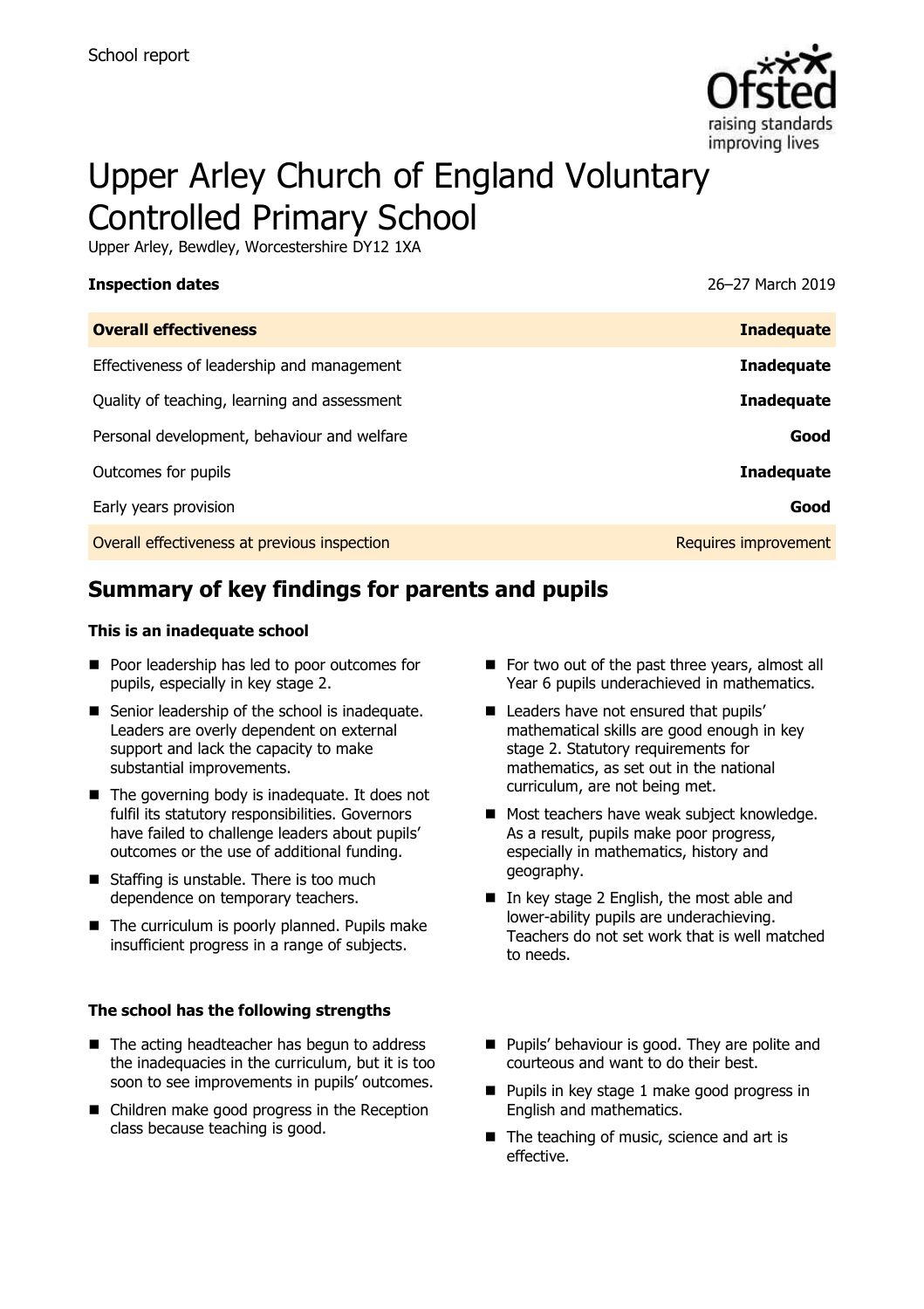School report

# Upper Arley Church of England Voluntary Controlled Primary School

Upper Arley, Bewdley, Worcestershire DY12 1XA

**Inspection dates** 26–27 March 2019

| **Overall effectiveness** | **Inadequate** |
| --- | --- |
| Effectiveness of leadership and management | **Inadequate** |
| Quality of teaching, learning and assessment | **Inadequate** |
| Personal development, behaviour and welfare | **Good** |
| Outcomes for pupils | **Inadequate** |
| Early years provision | **Good** |
| Overall effectiveness at previous inspection | Requires improvement |

## Summary of key findings for parents and pupils

**This is an inadequate school**

- Poor leadership has led to poor outcomes for pupils, especially in key stage 2.
- Senior leadership of the school is inadequate. Leaders are overly dependent on external support and lack the capacity to make substantial improvements.
- The governing body is inadequate. It does not fulfil its statutory responsibilities. Governors have failed to challenge leaders about pupils' outcomes or the use of additional funding.
- Staffing is unstable. There is too much dependence on temporary teachers.
- The curriculum is poorly planned. Pupils make insufficient progress in a range of subjects.
- For two out of the past three years, almost all Year 6 pupils underachieved in mathematics.
- Leaders have not ensured that pupils' mathematical skills are good enough in key stage 2. Statutory requirements for mathematics, as set out in the national curriculum, are not being met.
- Most teachers have weak subject knowledge. As a result, pupils make poor progress, especially in mathematics, history and geography.
- In key stage 2 English, the most able and lower-ability pupils are underachieving. Teachers do not set work that is well matched to needs.

**The school has the following strengths**

- The acting headteacher has begun to address the inadequacies in the curriculum, but it is too soon to see improvements in pupils' outcomes.
- Children make good progress in the Reception class because teaching is good.
- Pupils' behaviour is good. They are polite and courteous and want to do their best.
- Pupils in key stage 1 make good progress in English and mathematics.
- The teaching of music, science and art is effective.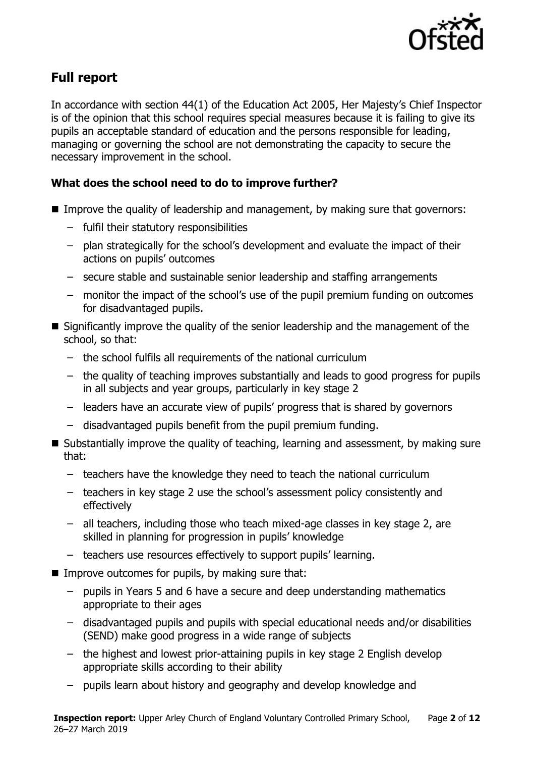## Full report

In accordance with section 44(1) of the Education Act 2005, Her Majesty's Chief Inspector is of the opinion that this school requires special measures because it is failing to give its pupils an acceptable standard of education and the persons responsible for leading, managing or governing the school are not demonstrating the capacity to secure the necessary improvement in the school.

### What does the school need to do to improve further?

- Improve the quality of leadership and management, by making sure that governors:
  - fulfil their statutory responsibilities
  - plan strategically for the school's development and evaluate the impact of their actions on pupils' outcomes
  - secure stable and sustainable senior leadership and staffing arrangements
  - monitor the impact of the school's use of the pupil premium funding on outcomes for disadvantaged pupils.
- Significantly improve the quality of the senior leadership and the management of the school, so that:
  - the school fulfils all requirements of the national curriculum
  - the quality of teaching improves substantially and leads to good progress for pupils in all subjects and year groups, particularly in key stage 2
  - leaders have an accurate view of pupils' progress that is shared by governors
  - disadvantaged pupils benefit from the pupil premium funding.
- Substantially improve the quality of teaching, learning and assessment, by making sure that:
  - teachers have the knowledge they need to teach the national curriculum
  - teachers in key stage 2 use the school's assessment policy consistently and effectively
  - all teachers, including those who teach mixed-age classes in key stage 2, are skilled in planning for progression in pupils' knowledge
  - teachers use resources effectively to support pupils' learning.
- Improve outcomes for pupils, by making sure that:
  - pupils in Years 5 and 6 have a secure and deep understanding mathematics appropriate to their ages
  - disadvantaged pupils and pupils with special educational needs and/or disabilities (SEND) make good progress in a wide range of subjects
  - the highest and lowest prior-attaining pupils in key stage 2 English develop appropriate skills according to their ability
  - pupils learn about history and geography and develop knowledge and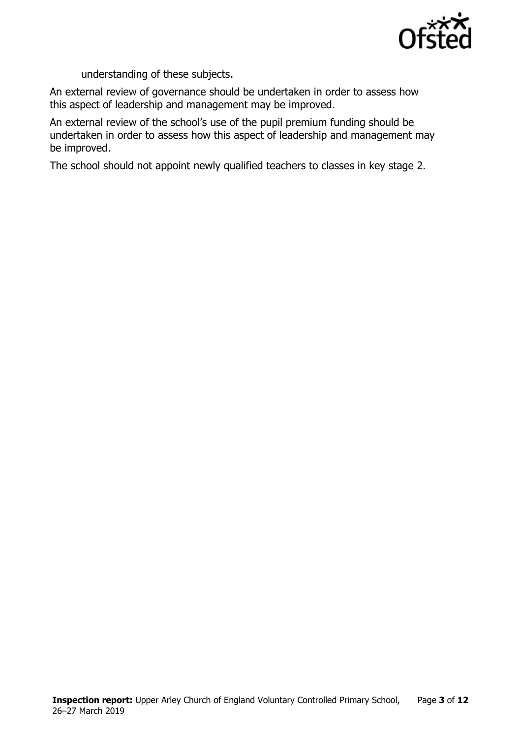understanding of these subjects.

An external review of governance should be undertaken in order to assess how this aspect of leadership and management may be improved.

An external review of the school's use of the pupil premium funding should be undertaken in order to assess how this aspect of leadership and management may be improved.

The school should not appoint newly qualified teachers to classes in key stage 2.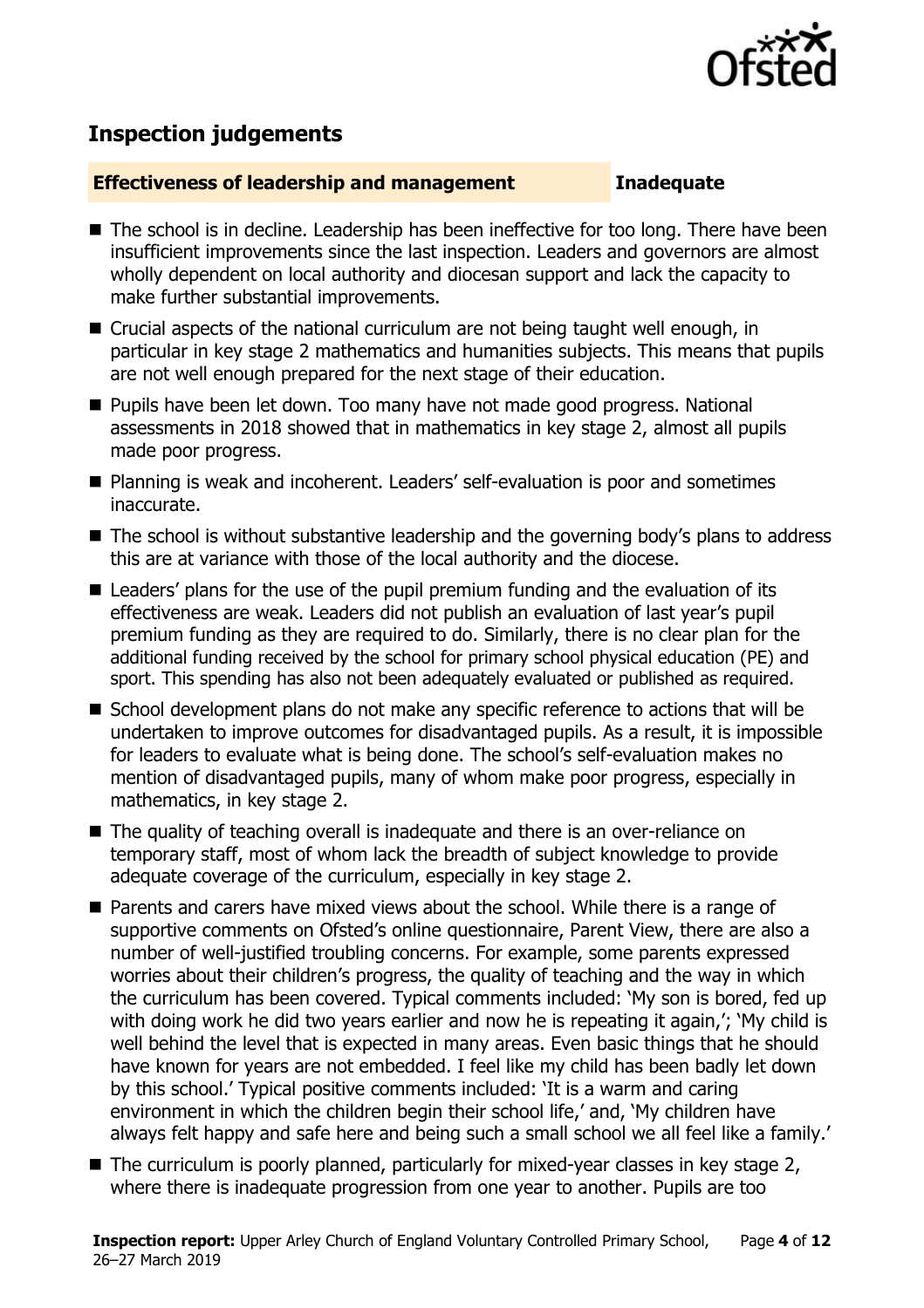## Inspection judgements

**Effectiveness of leadership and management** **Inadequate**

- The school is in decline. Leadership has been ineffective for too long. There have been insufficient improvements since the last inspection. Leaders and governors are almost wholly dependent on local authority and diocesan support and lack the capacity to make further substantial improvements.
- Crucial aspects of the national curriculum are not being taught well enough, in particular in key stage 2 mathematics and humanities subjects. This means that pupils are not well enough prepared for the next stage of their education.
- Pupils have been let down. Too many have not made good progress. National assessments in 2018 showed that in mathematics in key stage 2, almost all pupils made poor progress.
- Planning is weak and incoherent. Leaders' self-evaluation is poor and sometimes inaccurate.
- The school is without substantive leadership and the governing body's plans to address this are at variance with those of the local authority and the diocese.
- Leaders' plans for the use of the pupil premium funding and the evaluation of its effectiveness are weak. Leaders did not publish an evaluation of last year's pupil premium funding as they are required to do. Similarly, there is no clear plan for the additional funding received by the school for primary school physical education (PE) and sport. This spending has also not been adequately evaluated or published as required.
- School development plans do not make any specific reference to actions that will be undertaken to improve outcomes for disadvantaged pupils. As a result, it is impossible for leaders to evaluate what is being done. The school's self-evaluation makes no mention of disadvantaged pupils, many of whom make poor progress, especially in mathematics, in key stage 2.
- The quality of teaching overall is inadequate and there is an over-reliance on temporary staff, most of whom lack the breadth of subject knowledge to provide adequate coverage of the curriculum, especially in key stage 2.
- Parents and carers have mixed views about the school. While there is a range of supportive comments on Ofsted's online questionnaire, Parent View, there are also a number of well-justified troubling concerns. For example, some parents expressed worries about their children's progress, the quality of teaching and the way in which the curriculum has been covered. Typical comments included: 'My son is bored, fed up with doing work he did two years earlier and now he is repeating it again,'; 'My child is well behind the level that is expected in many areas. Even basic things that he should have known for years are not embedded. I feel like my child has been badly let down by this school.' Typical positive comments included: 'It is a warm and caring environment in which the children begin their school life,' and, 'My children have always felt happy and safe here and being such a small school we all feel like a family.'
- The curriculum is poorly planned, particularly for mixed-year classes in key stage 2, where there is inadequate progression from one year to another. Pupils are too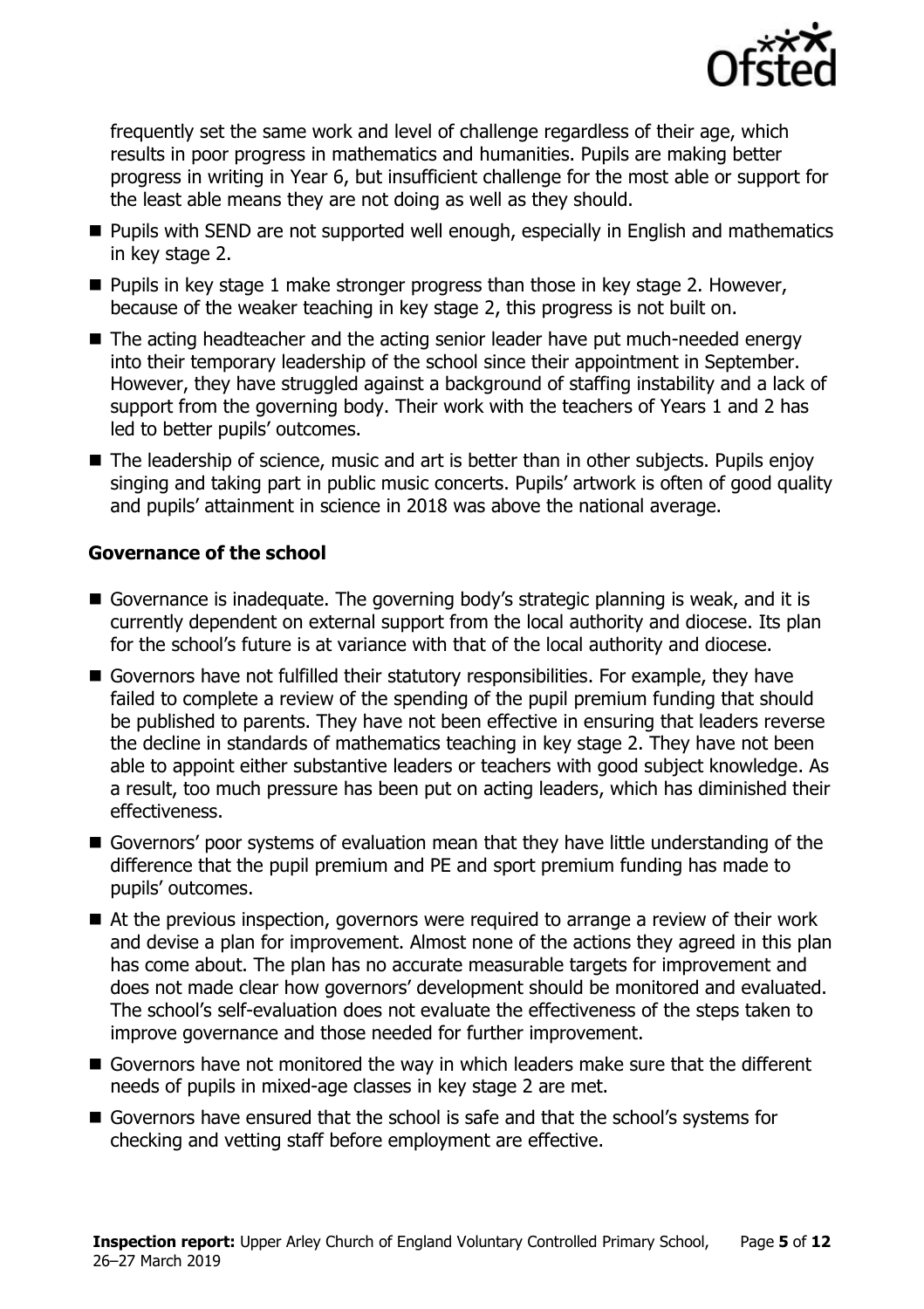frequently set the same work and level of challenge regardless of their age, which results in poor progress in mathematics and humanities. Pupils are making better progress in writing in Year 6, but insufficient challenge for the most able or support for the least able means they are not doing as well as they should.

- Pupils with SEND are not supported well enough, especially in English and mathematics in key stage 2.
- Pupils in key stage 1 make stronger progress than those in key stage 2. However, because of the weaker teaching in key stage 2, this progress is not built on.
- The acting headteacher and the acting senior leader have put much-needed energy into their temporary leadership of the school since their appointment in September. However, they have struggled against a background of staffing instability and a lack of support from the governing body. Their work with the teachers of Years 1 and 2 has led to better pupils' outcomes.
- The leadership of science, music and art is better than in other subjects. Pupils enjoy singing and taking part in public music concerts. Pupils' artwork is often of good quality and pupils' attainment in science in 2018 was above the national average.

### Governance of the school

- Governance is inadequate. The governing body's strategic planning is weak, and it is currently dependent on external support from the local authority and diocese. Its plan for the school's future is at variance with that of the local authority and diocese.
- Governors have not fulfilled their statutory responsibilities. For example, they have failed to complete a review of the spending of the pupil premium funding that should be published to parents. They have not been effective in ensuring that leaders reverse the decline in standards of mathematics teaching in key stage 2. They have not been able to appoint either substantive leaders or teachers with good subject knowledge. As a result, too much pressure has been put on acting leaders, which has diminished their effectiveness.
- Governors' poor systems of evaluation mean that they have little understanding of the difference that the pupil premium and PE and sport premium funding has made to pupils' outcomes.
- At the previous inspection, governors were required to arrange a review of their work and devise a plan for improvement. Almost none of the actions they agreed in this plan has come about. The plan has no accurate measurable targets for improvement and does not made clear how governors' development should be monitored and evaluated. The school's self-evaluation does not evaluate the effectiveness of the steps taken to improve governance and those needed for further improvement.
- Governors have not monitored the way in which leaders make sure that the different needs of pupils in mixed-age classes in key stage 2 are met.
- Governors have ensured that the school is safe and that the school's systems for checking and vetting staff before employment are effective.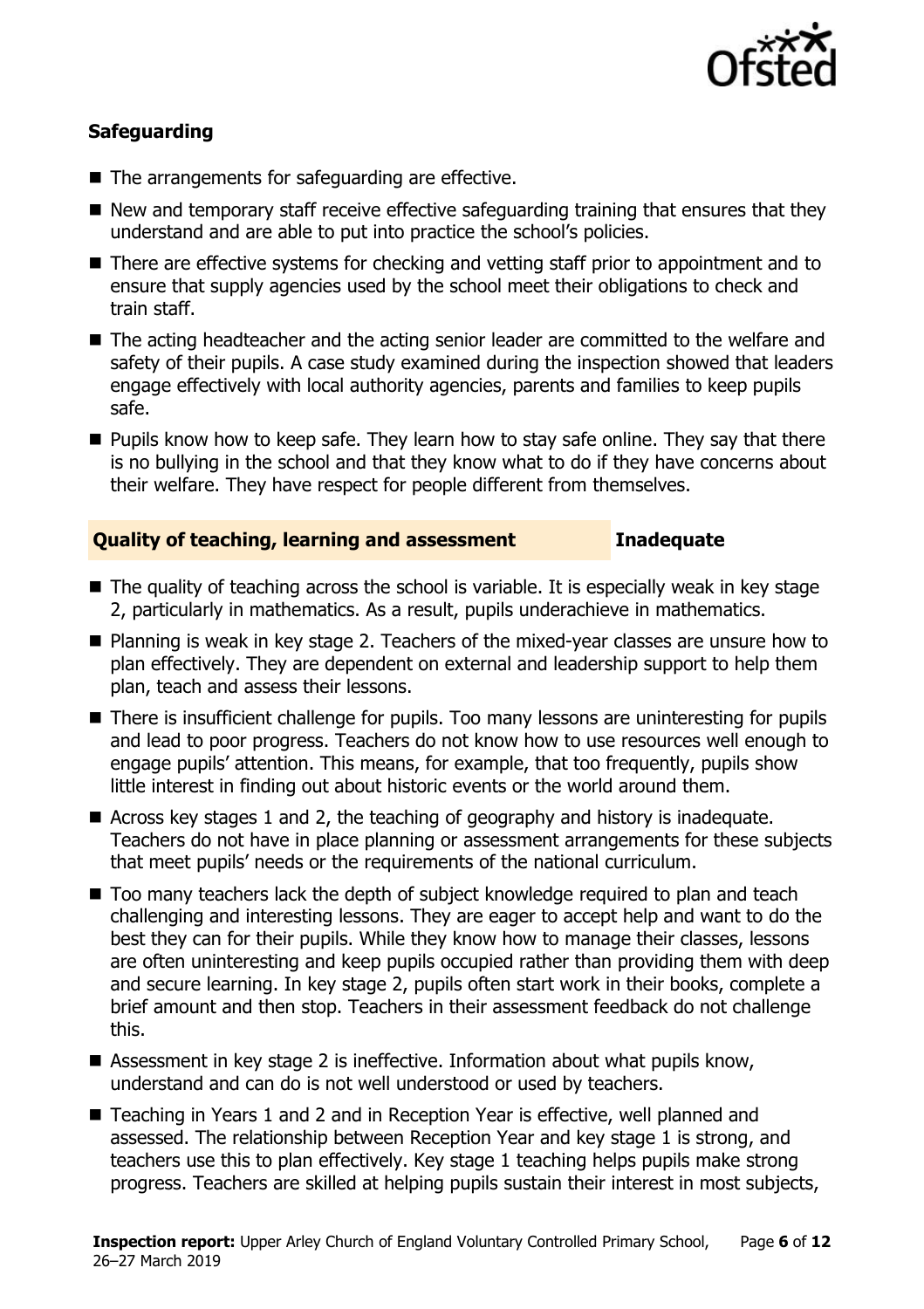### Safeguarding

- The arrangements for safeguarding are effective.
- New and temporary staff receive effective safeguarding training that ensures that they understand and are able to put into practice the school's policies.
- There are effective systems for checking and vetting staff prior to appointment and to ensure that supply agencies used by the school meet their obligations to check and train staff.
- The acting headteacher and the acting senior leader are committed to the welfare and safety of their pupils. A case study examined during the inspection showed that leaders engage effectively with local authority agencies, parents and families to keep pupils safe.
- Pupils know how to keep safe. They learn how to stay safe online. They say that there is no bullying in the school and that they know what to do if they have concerns about their welfare. They have respect for people different from themselves.

### Quality of teaching, learning and assessment — Inadequate

- The quality of teaching across the school is variable. It is especially weak in key stage 2, particularly in mathematics. As a result, pupils underachieve in mathematics.
- Planning is weak in key stage 2. Teachers of the mixed-year classes are unsure how to plan effectively. They are dependent on external and leadership support to help them plan, teach and assess their lessons.
- There is insufficient challenge for pupils. Too many lessons are uninteresting for pupils and lead to poor progress. Teachers do not know how to use resources well enough to engage pupils' attention. This means, for example, that too frequently, pupils show little interest in finding out about historic events or the world around them.
- Across key stages 1 and 2, the teaching of geography and history is inadequate. Teachers do not have in place planning or assessment arrangements for these subjects that meet pupils' needs or the requirements of the national curriculum.
- Too many teachers lack the depth of subject knowledge required to plan and teach challenging and interesting lessons. They are eager to accept help and want to do the best they can for their pupils. While they know how to manage their classes, lessons are often uninteresting and keep pupils occupied rather than providing them with deep and secure learning. In key stage 2, pupils often start work in their books, complete a brief amount and then stop. Teachers in their assessment feedback do not challenge this.
- Assessment in key stage 2 is ineffective. Information about what pupils know, understand and can do is not well understood or used by teachers.
- Teaching in Years 1 and 2 and in Reception Year is effective, well planned and assessed. The relationship between Reception Year and key stage 1 is strong, and teachers use this to plan effectively. Key stage 1 teaching helps pupils make strong progress. Teachers are skilled at helping pupils sustain their interest in most subjects,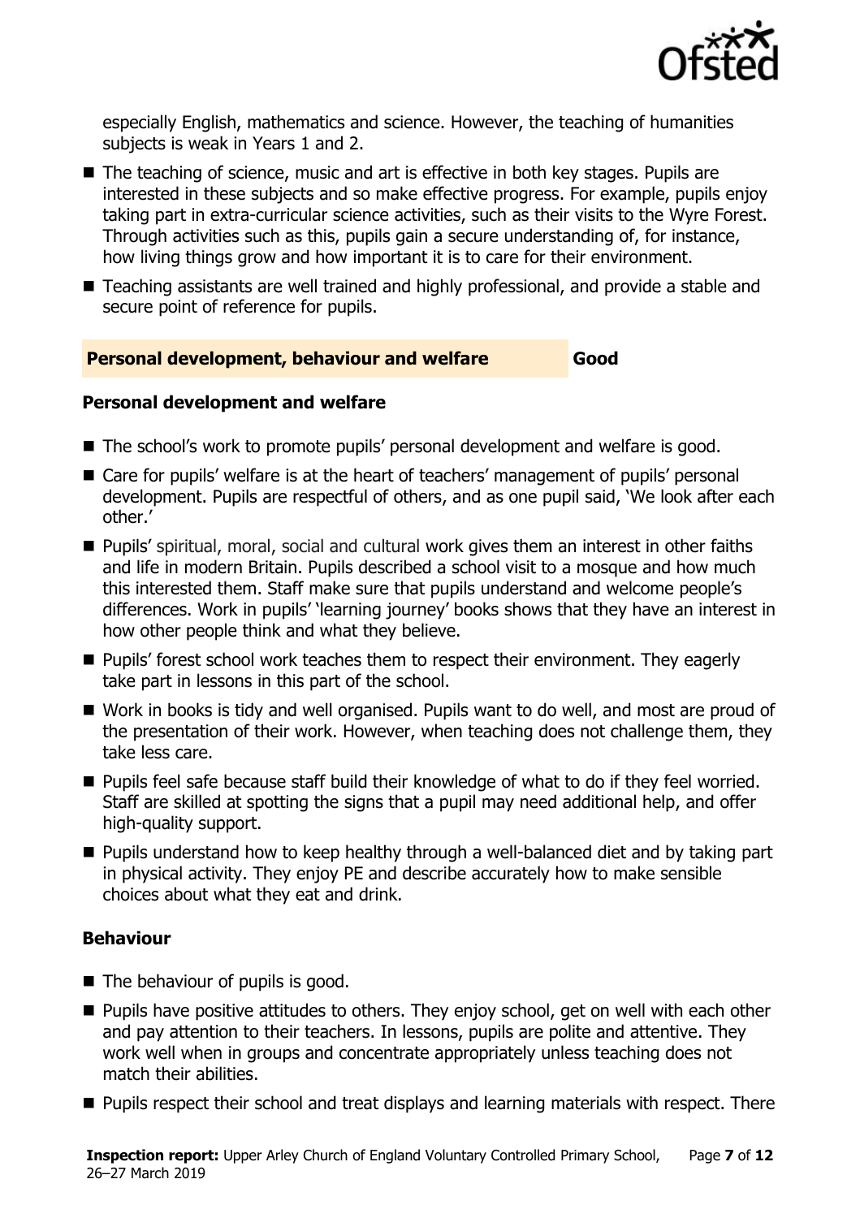especially English, mathematics and science. However, the teaching of humanities subjects is weak in Years 1 and 2.

- The teaching of science, music and art is effective in both key stages. Pupils are interested in these subjects and so make effective progress. For example, pupils enjoy taking part in extra-curricular science activities, such as their visits to the Wyre Forest. Through activities such as this, pupils gain a secure understanding of, for instance, how living things grow and how important it is to care for their environment.
- Teaching assistants are well trained and highly professional, and provide a stable and secure point of reference for pupils.

## Personal development, behaviour and welfare — Good

### Personal development and welfare

- The school's work to promote pupils' personal development and welfare is good.
- Care for pupils' welfare is at the heart of teachers' management of pupils' personal development. Pupils are respectful of others, and as one pupil said, 'We look after each other.'
- Pupils' spiritual, moral, social and cultural work gives them an interest in other faiths and life in modern Britain. Pupils described a school visit to a mosque and how much this interested them. Staff make sure that pupils understand and welcome people's differences. Work in pupils' 'learning journey' books shows that they have an interest in how other people think and what they believe.
- Pupils' forest school work teaches them to respect their environment. They eagerly take part in lessons in this part of the school.
- Work in books is tidy and well organised. Pupils want to do well, and most are proud of the presentation of their work. However, when teaching does not challenge them, they take less care.
- Pupils feel safe because staff build their knowledge of what to do if they feel worried. Staff are skilled at spotting the signs that a pupil may need additional help, and offer high-quality support.
- Pupils understand how to keep healthy through a well-balanced diet and by taking part in physical activity. They enjoy PE and describe accurately how to make sensible choices about what they eat and drink.

### Behaviour

- The behaviour of pupils is good.
- Pupils have positive attitudes to others. They enjoy school, get on well with each other and pay attention to their teachers. In lessons, pupils are polite and attentive. They work well when in groups and concentrate appropriately unless teaching does not match their abilities.
- Pupils respect their school and treat displays and learning materials with respect. There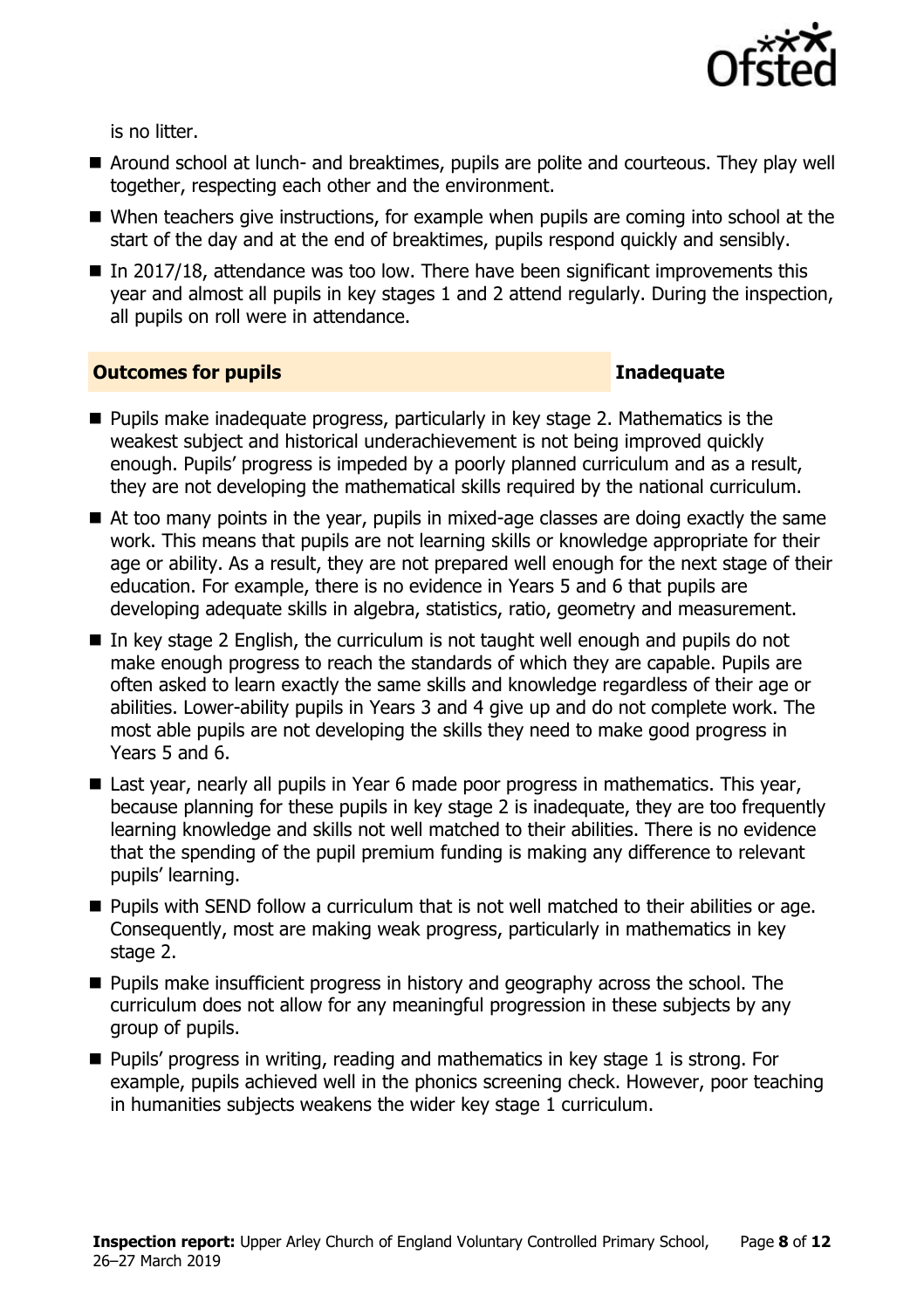is no litter.

- Around school at lunch- and breaktimes, pupils are polite and courteous. They play well together, respecting each other and the environment.
- When teachers give instructions, for example when pupils are coming into school at the start of the day and at the end of breaktimes, pupils respond quickly and sensibly.
- In 2017/18, attendance was too low. There have been significant improvements this year and almost all pupils in key stages 1 and 2 attend regularly. During the inspection, all pupils on roll were in attendance.

## Outcomes for pupils — Inadequate

- Pupils make inadequate progress, particularly in key stage 2. Mathematics is the weakest subject and historical underachievement is not being improved quickly enough. Pupils' progress is impeded by a poorly planned curriculum and as a result, they are not developing the mathematical skills required by the national curriculum.
- At too many points in the year, pupils in mixed-age classes are doing exactly the same work. This means that pupils are not learning skills or knowledge appropriate for their age or ability. As a result, they are not prepared well enough for the next stage of their education. For example, there is no evidence in Years 5 and 6 that pupils are developing adequate skills in algebra, statistics, ratio, geometry and measurement.
- In key stage 2 English, the curriculum is not taught well enough and pupils do not make enough progress to reach the standards of which they are capable. Pupils are often asked to learn exactly the same skills and knowledge regardless of their age or abilities. Lower-ability pupils in Years 3 and 4 give up and do not complete work. The most able pupils are not developing the skills they need to make good progress in Years 5 and 6.
- Last year, nearly all pupils in Year 6 made poor progress in mathematics. This year, because planning for these pupils in key stage 2 is inadequate, they are too frequently learning knowledge and skills not well matched to their abilities. There is no evidence that the spending of the pupil premium funding is making any difference to relevant pupils' learning.
- Pupils with SEND follow a curriculum that is not well matched to their abilities or age. Consequently, most are making weak progress, particularly in mathematics in key stage 2.
- Pupils make insufficient progress in history and geography across the school. The curriculum does not allow for any meaningful progression in these subjects by any group of pupils.
- Pupils' progress in writing, reading and mathematics in key stage 1 is strong. For example, pupils achieved well in the phonics screening check. However, poor teaching in humanities subjects weakens the wider key stage 1 curriculum.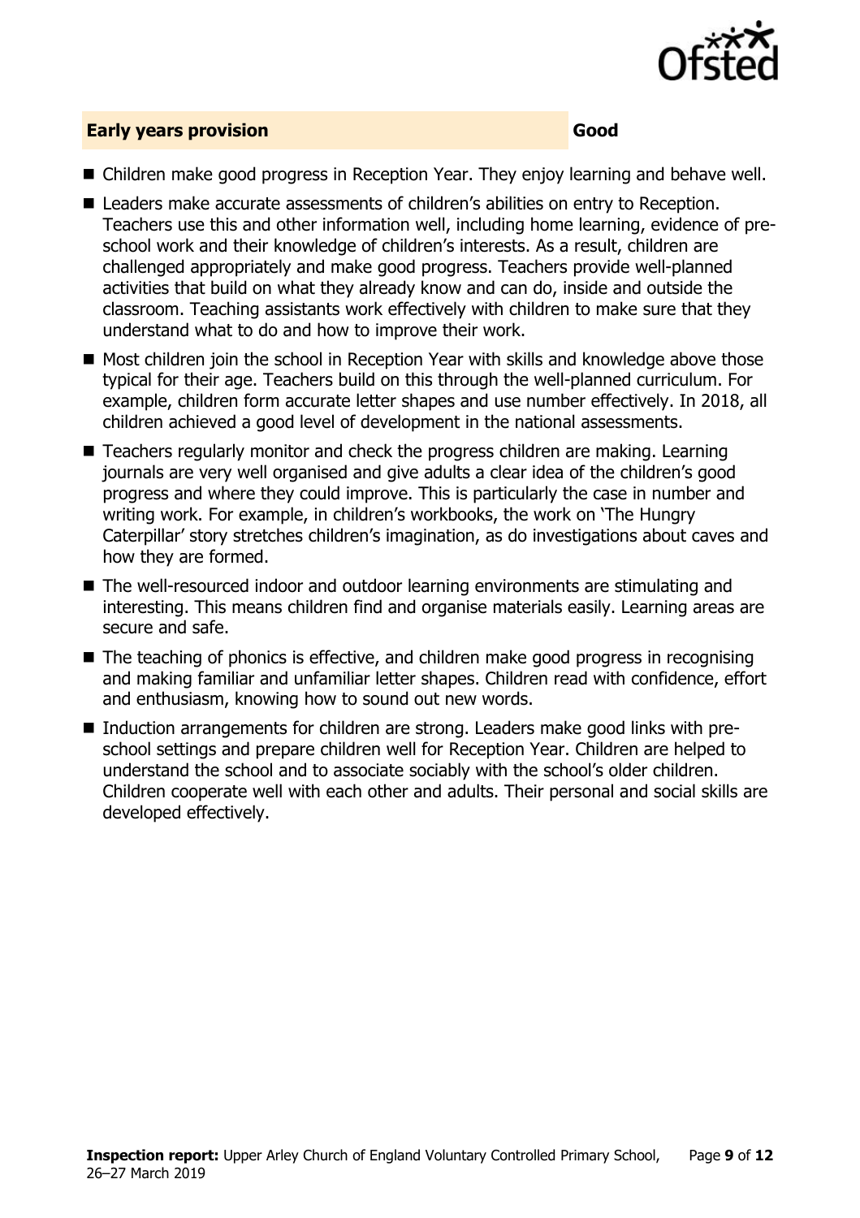## Early years provision — Good

- Children make good progress in Reception Year. They enjoy learning and behave well.
- Leaders make accurate assessments of children's abilities on entry to Reception. Teachers use this and other information well, including home learning, evidence of pre-school work and their knowledge of children's interests. As a result, children are challenged appropriately and make good progress. Teachers provide well-planned activities that build on what they already know and can do, inside and outside the classroom. Teaching assistants work effectively with children to make sure that they understand what to do and how to improve their work.
- Most children join the school in Reception Year with skills and knowledge above those typical for their age. Teachers build on this through the well-planned curriculum. For example, children form accurate letter shapes and use number effectively. In 2018, all children achieved a good level of development in the national assessments.
- Teachers regularly monitor and check the progress children are making. Learning journals are very well organised and give adults a clear idea of the children's good progress and where they could improve. This is particularly the case in number and writing work. For example, in children's workbooks, the work on 'The Hungry Caterpillar' story stretches children's imagination, as do investigations about caves and how they are formed.
- The well-resourced indoor and outdoor learning environments are stimulating and interesting. This means children find and organise materials easily. Learning areas are secure and safe.
- The teaching of phonics is effective, and children make good progress in recognising and making familiar and unfamiliar letter shapes. Children read with confidence, effort and enthusiasm, knowing how to sound out new words.
- Induction arrangements for children are strong. Leaders make good links with pre-school settings and prepare children well for Reception Year. Children are helped to understand the school and to associate sociably with the school's older children. Children cooperate well with each other and adults. Their personal and social skills are developed effectively.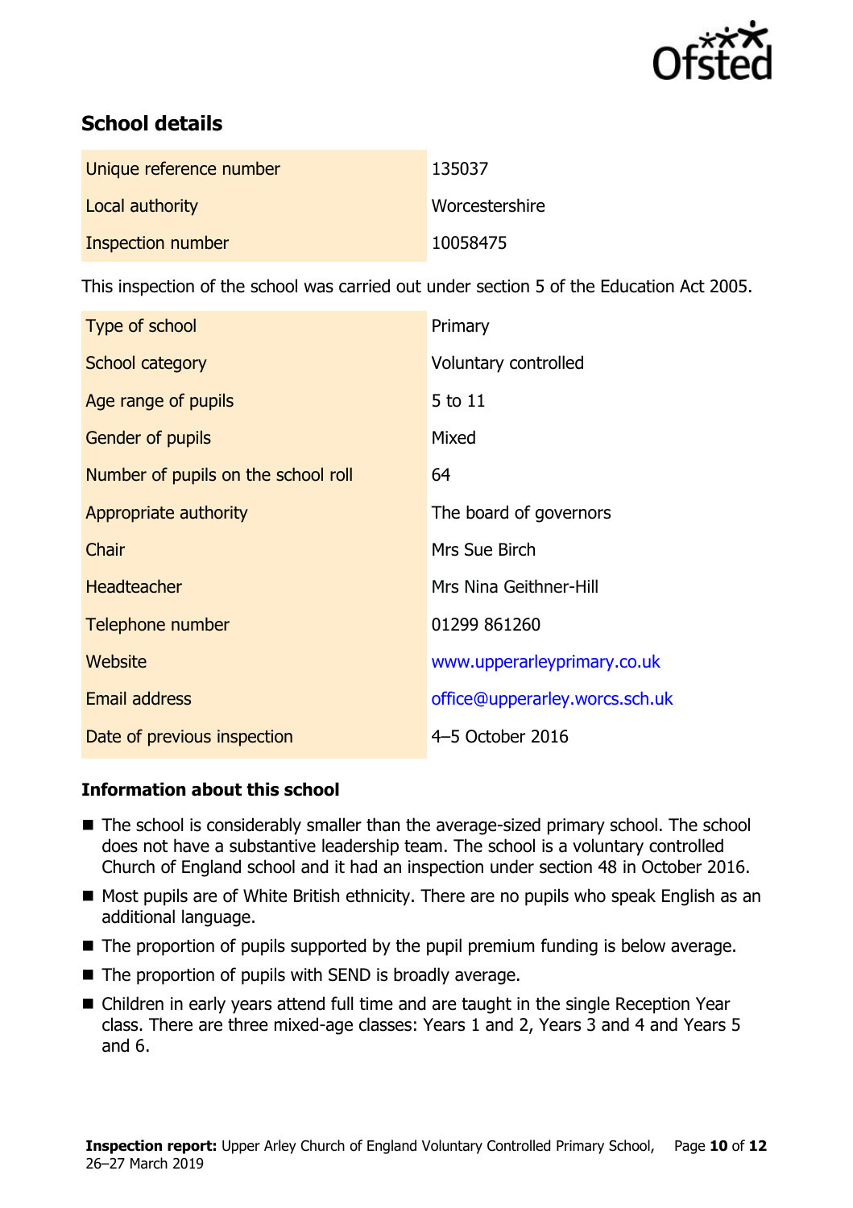## School details

| | |
|---|---|
| Unique reference number | 135037 |
| Local authority | Worcestershire |
| Inspection number | 10058475 |

This inspection of the school was carried out under section 5 of the Education Act 2005.

| | |
|---|---|
| Type of school | Primary |
| School category | Voluntary controlled |
| Age range of pupils | 5 to 11 |
| Gender of pupils | Mixed |
| Number of pupils on the school roll | 64 |
| Appropriate authority | The board of governors |
| Chair | Mrs Sue Birch |
| Headteacher | Mrs Nina Geithner-Hill |
| Telephone number | 01299 861260 |
| Website | www.upperarleyprimary.co.uk |
| Email address | office@upperarley.worcs.sch.uk |
| Date of previous inspection | 4–5 October 2016 |

### Information about this school

- The school is considerably smaller than the average-sized primary school. The school does not have a substantive leadership team. The school is a voluntary controlled Church of England school and it had an inspection under section 48 in October 2016.
- Most pupils are of White British ethnicity. There are no pupils who speak English as an additional language.
- The proportion of pupils supported by the pupil premium funding is below average.
- The proportion of pupils with SEND is broadly average.
- Children in early years attend full time and are taught in the single Reception Year class. There are three mixed-age classes: Years 1 and 2, Years 3 and 4 and Years 5 and 6.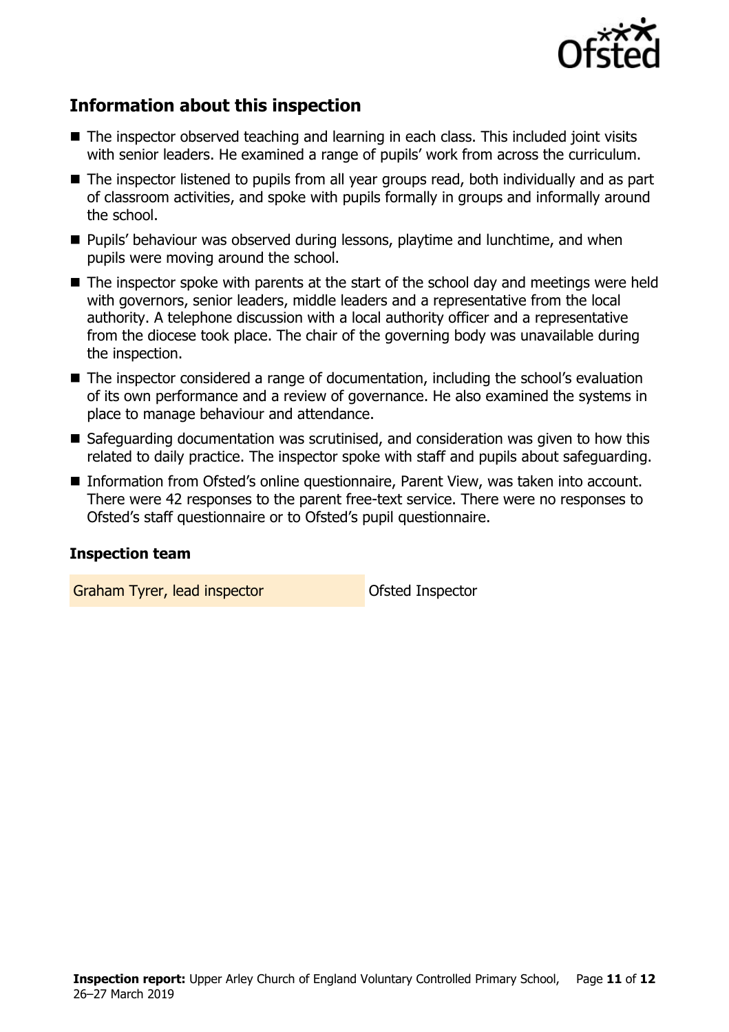## Information about this inspection

- The inspector observed teaching and learning in each class. This included joint visits with senior leaders. He examined a range of pupils' work from across the curriculum.
- The inspector listened to pupils from all year groups read, both individually and as part of classroom activities, and spoke with pupils formally in groups and informally around the school.
- Pupils' behaviour was observed during lessons, playtime and lunchtime, and when pupils were moving around the school.
- The inspector spoke with parents at the start of the school day and meetings were held with governors, senior leaders, middle leaders and a representative from the local authority. A telephone discussion with a local authority officer and a representative from the diocese took place. The chair of the governing body was unavailable during the inspection.
- The inspector considered a range of documentation, including the school's evaluation of its own performance and a review of governance. He also examined the systems in place to manage behaviour and attendance.
- Safeguarding documentation was scrutinised, and consideration was given to how this related to daily practice. The inspector spoke with staff and pupils about safeguarding.
- Information from Ofsted's online questionnaire, Parent View, was taken into account. There were 42 responses to the parent free-text service. There were no responses to Ofsted's staff questionnaire or to Ofsted's pupil questionnaire.

### Inspection team

| | |
|---|---|
| Graham Tyrer, lead inspector | Ofsted Inspector |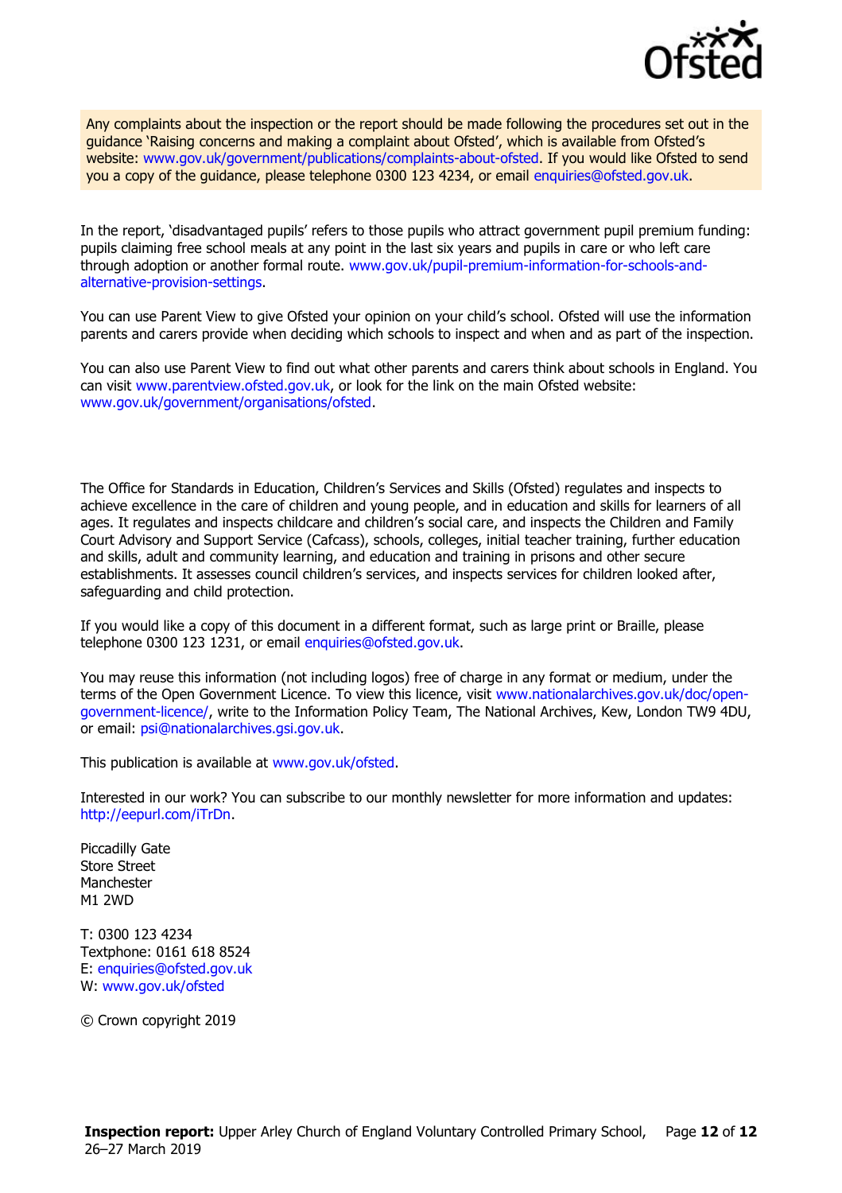Any complaints about the inspection or the report should be made following the procedures set out in the guidance 'Raising concerns and making a complaint about Ofsted', which is available from Ofsted's website: www.gov.uk/government/publications/complaints-about-ofsted. If you would like Ofsted to send you a copy of the guidance, please telephone 0300 123 4234, or email enquiries@ofsted.gov.uk.

In the report, 'disadvantaged pupils' refers to those pupils who attract government pupil premium funding: pupils claiming free school meals at any point in the last six years and pupils in care or who left care through adoption or another formal route. www.gov.uk/pupil-premium-information-for-schools-and-alternative-provision-settings.

You can use Parent View to give Ofsted your opinion on your child's school. Ofsted will use the information parents and carers provide when deciding which schools to inspect and when and as part of the inspection.

You can also use Parent View to find out what other parents and carers think about schools in England. You can visit www.parentview.ofsted.gov.uk, or look for the link on the main Ofsted website: www.gov.uk/government/organisations/ofsted.

The Office for Standards in Education, Children's Services and Skills (Ofsted) regulates and inspects to achieve excellence in the care of children and young people, and in education and skills for learners of all ages. It regulates and inspects childcare and children's social care, and inspects the Children and Family Court Advisory and Support Service (Cafcass), schools, colleges, initial teacher training, further education and skills, adult and community learning, and education and training in prisons and other secure establishments. It assesses council children's services, and inspects services for children looked after, safeguarding and child protection.

If you would like a copy of this document in a different format, such as large print or Braille, please telephone 0300 123 1231, or email enquiries@ofsted.gov.uk.

You may reuse this information (not including logos) free of charge in any format or medium, under the terms of the Open Government Licence. To view this licence, visit www.nationalarchives.gov.uk/doc/open-government-licence/, write to the Information Policy Team, The National Archives, Kew, London TW9 4DU, or email: psi@nationalarchives.gsi.gov.uk.

This publication is available at www.gov.uk/ofsted.

Interested in our work? You can subscribe to our monthly newsletter for more information and updates: http://eepurl.com/iTrDn.

Piccadilly Gate
Store Street
Manchester
M1 2WD

T: 0300 123 4234
Textphone: 0161 618 8524
E: enquiries@ofsted.gov.uk
W: www.gov.uk/ofsted

© Crown copyright 2019